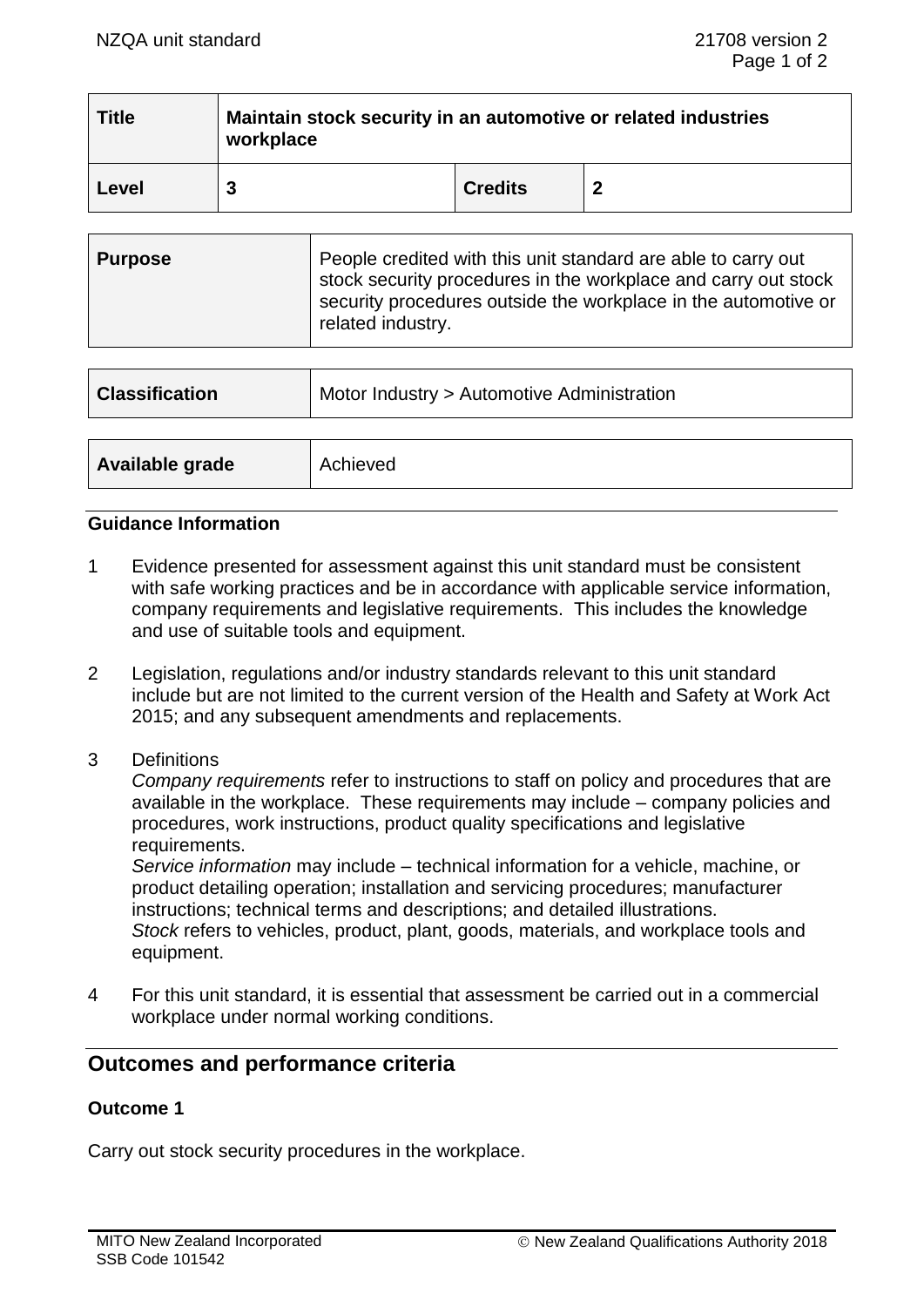| Title | Maintain stock security in an automotive or related industries workplace | | |
|---|---|---|---|
| Level | 3 | Credits | 2 |

| Purpose | People credited with this unit standard are able to carry out stock security procedures in the workplace and carry out stock security procedures outside the workplace in the automotive or related industry. |
|---|---|

| Classification | Motor Industry > Automotive Administration |
|---|---|

| Available grade | Achieved |
|---|---|

**Guidance Information**

1. Evidence presented for assessment against this unit standard must be consistent with safe working practices and be in accordance with applicable service information, company requirements and legislative requirements. This includes the knowledge and use of suitable tools and equipment.

2. Legislation, regulations and/or industry standards relevant to this unit standard include but are not limited to the current version of the Health and Safety at Work Act 2015; and any subsequent amendments and replacements.

3. Definitions
   *Company requirements* refer to instructions to staff on policy and procedures that are available in the workplace. These requirements may include – company policies and procedures, work instructions, product quality specifications and legislative requirements.
   *Service information* may include – technical information for a vehicle, machine, or product detailing operation; installation and servicing procedures; manufacturer instructions; technical terms and descriptions; and detailed illustrations.
   *Stock* refers to vehicles, product, plant, goods, materials, and workplace tools and equipment.

4. For this unit standard, it is essential that assessment be carried out in a commercial workplace under normal working conditions.

## Outcomes and performance criteria

### Outcome 1

Carry out stock security procedures in the workplace.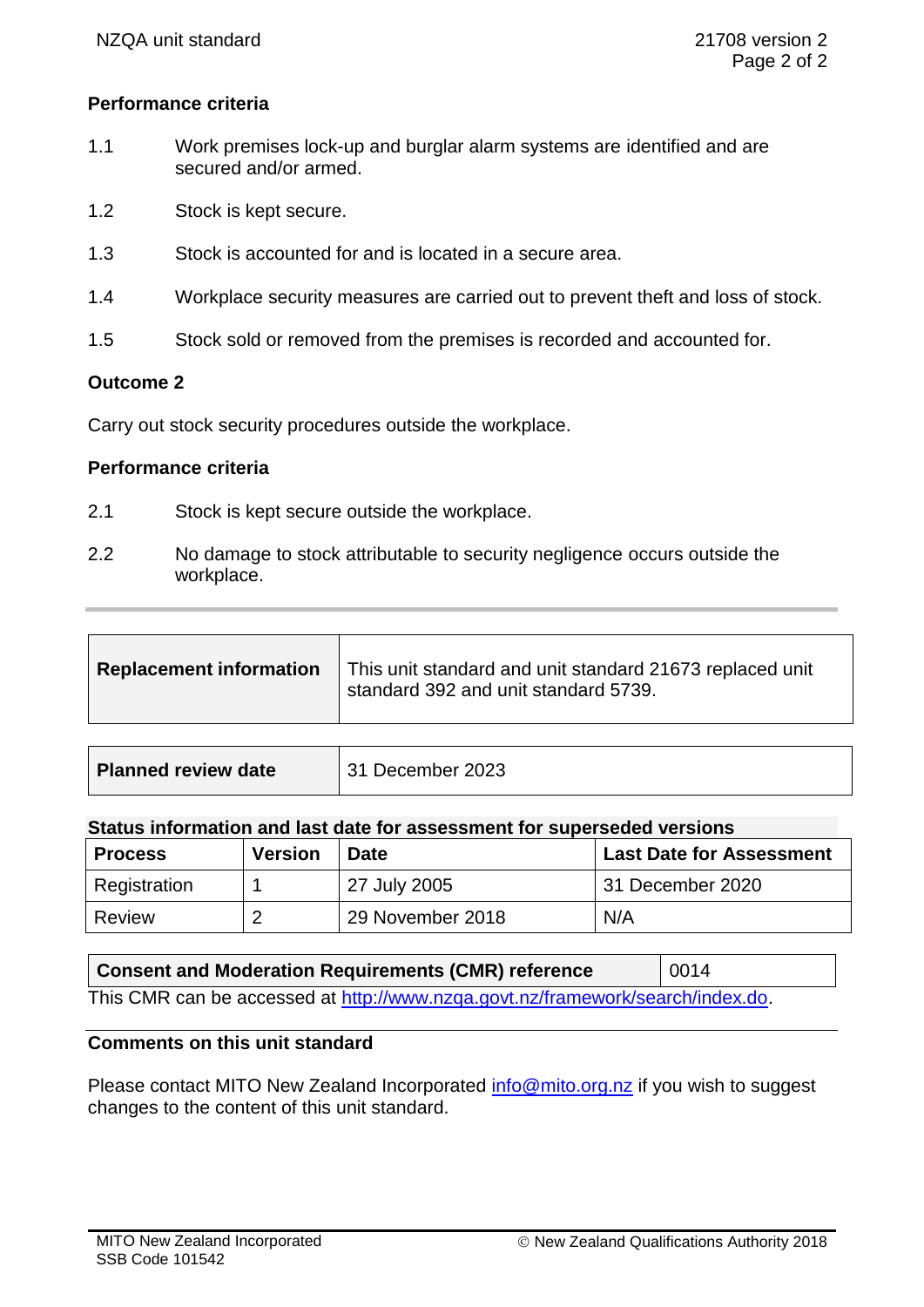**Performance criteria**

1.1 Work premises lock-up and burglar alarm systems are identified and are secured and/or armed.

1.2 Stock is kept secure.

1.3 Stock is accounted for and is located in a secure area.

1.4 Workplace security measures are carried out to prevent theft and loss of stock.

1.5 Stock sold or removed from the premises is recorded and accounted for.

**Outcome 2**

Carry out stock security procedures outside the workplace.

**Performance criteria**

2.1 Stock is kept secure outside the workplace.

2.2 No damage to stock attributable to security negligence occurs outside the workplace.

| | |
|---|---|
| **Replacement information** | This unit standard and unit standard 21673 replaced unit standard 392 and unit standard 5739. |

| | |
|---|---|
| **Planned review date** | 31 December 2023 |

**Status information and last date for assessment for superseded versions**

| Process | Version | Date | Last Date for Assessment |
|---|---|---|---|
| Registration | 1 | 27 July 2005 | 31 December 2020 |
| Review | 2 | 29 November 2018 | N/A |

| | |
|---|---|
| **Consent and Moderation Requirements (CMR) reference** | 0014 |

This CMR can be accessed at http://www.nzqa.govt.nz/framework/search/index.do.

**Comments on this unit standard**

Please contact MITO New Zealand Incorporated info@mito.org.nz if you wish to suggest changes to the content of this unit standard.

MITO New Zealand Incorporated
SSB Code 101542

© New Zealand Qualifications Authority 2018